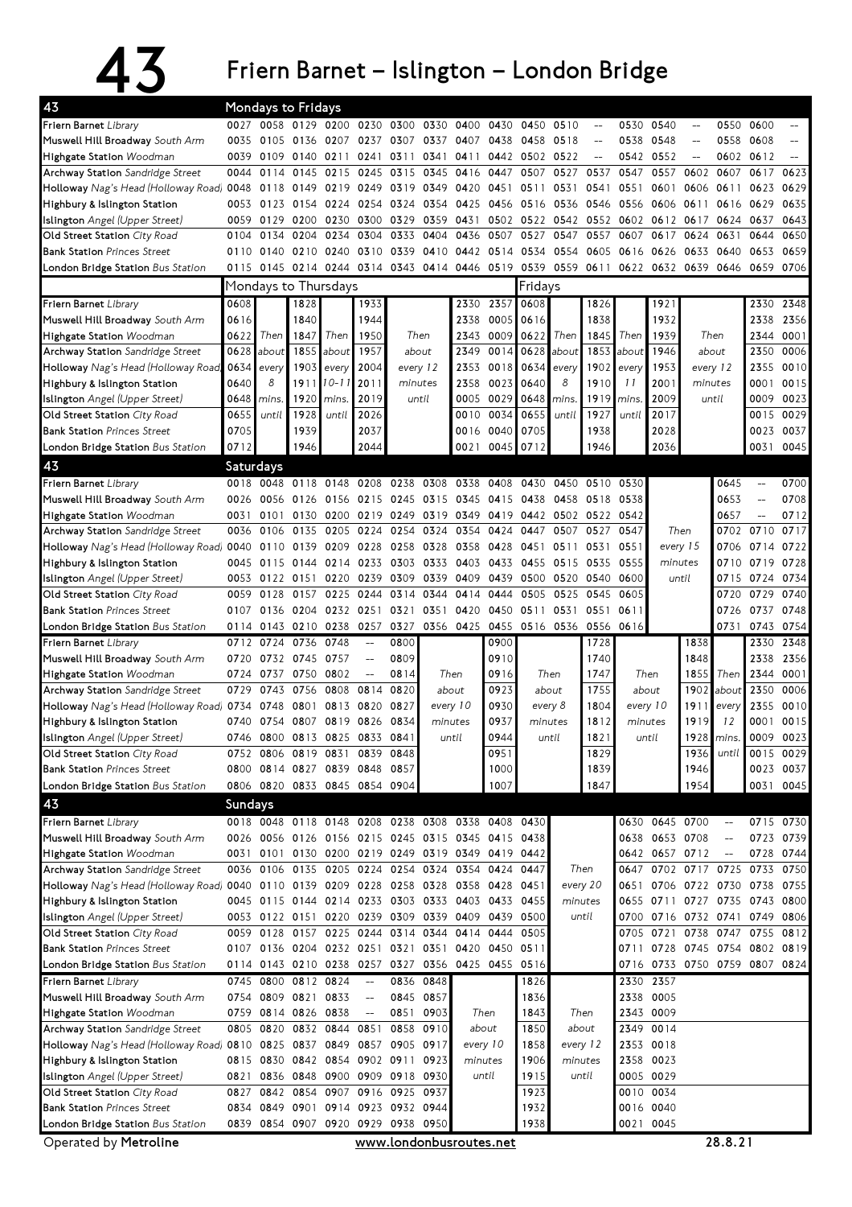# 43 Friern Barnet – Islington – London Bridge

## Mondays to Fridays

| 43 | | | | | | | | | | | | | | | | | | | |
|---|---|---|---|---|---|---|---|---|---|---|---|---|---|---|---|---|---|---|---|
| Friern Barnet *Library* | 0027 | 0058 | 0129 | 0200 | 0230 | 0300 | 0330 | 0400 | 0430 | 0450 | 0510 | -- | 0530 | 0540 | -- | 0550 | 0600 | -- |
| Muswell Hill Broadway *South Arm* | 0035 | 0105 | 0136 | 0207 | 0237 | 0307 | 0337 | 0407 | 0438 | 0458 | 0518 | -- | 0538 | 0548 | -- | 0558 | 0608 | -- |
| Highgate Station *Woodman* | 0039 | 0109 | 0140 | 0211 | 0241 | 0311 | 0341 | 0411 | 0442 | 0502 | 0522 | -- | 0542 | 0552 | -- | 0602 | 0612 | -- |
| Archway Station *Sandridge Street* | 0044 | 0114 | 0145 | 0215 | 0245 | 0315 | 0345 | 0416 | 0447 | 0507 | 0527 | 0537 | 0547 | 0557 | 0602 | 0607 | 0617 | 0623 |
| Holloway *Nag's Head (Holloway Road)* | 0048 | 0118 | 0149 | 0219 | 0249 | 0319 | 0349 | 0420 | 0451 | 0511 | 0531 | 0541 | 0551 | 0601 | 0606 | 0611 | 0623 | 0629 |
| Highbury & Islington Station | 0053 | 0123 | 0154 | 0224 | 0254 | 0324 | 0354 | 0425 | 0456 | 0516 | 0536 | 0546 | 0556 | 0606 | 0611 | 0616 | 0629 | 0635 |
| Islington *Angel (Upper Street)* | 0059 | 0129 | 0200 | 0230 | 0300 | 0329 | 0359 | 0431 | 0502 | 0522 | 0542 | 0552 | 0602 | 0612 | 0617 | 0624 | 0637 | 0643 |
| Old Street Station *City Road* | 0104 | 0134 | 0204 | 0234 | 0304 | 0333 | 0404 | 0436 | 0507 | 0527 | 0547 | 0557 | 0607 | 0617 | 0624 | 0631 | 0644 | 0650 |
| Bank Station *Princes Street* | 0110 | 0140 | 0210 | 0240 | 0310 | 0339 | 0410 | 0442 | 0514 | 0534 | 0554 | 0605 | 0616 | 0626 | 0633 | 0640 | 0653 | 0659 |
| London Bridge Station *Bus Station* | 0115 | 0145 | 0214 | 0244 | 0314 | 0343 | 0414 | 0446 | 0519 | 0539 | 0559 | 0611 | 0622 | 0632 | 0639 | 0646 | 0659 | 0706 |

| | Mondays to Thursdays | | | | | | | | Fridays | | | | | | | | |
|---|---|---|---|---|---|---|---|---|---|---|---|---|---|---|---|---|---|
| Friern Barnet *Library* | 0608 | | 1828 | | 1933 | | 2330 | 2357 | 0608 | | 1826 | | 1921 | | 2330 | 2348 |
| Muswell Hill Broadway *South Arm* | 0616 | | 1840 | | 1944 | | 2338 | 0005 | 0616 | | 1838 | | 1932 | | 2338 | 2356 |
| Highgate Station *Woodman* | 0622 | Then | 1847 | Then | 1950 | Then | 2343 | 0009 | 0622 | Then | 1845 | Then | 1939 | Then | 2344 | 0001 |
| Archway Station *Sandridge Street* | 0628 | about | 1855 | about | 1957 | about | 2349 | 0014 | 0628 | about | 1853 | about | 1946 | about | 2350 | 0006 |
| Holloway *Nag's Head (Holloway Road)* | 0634 | every | 1903 | every | 2004 | every 12 | 2353 | 0018 | 0634 | every | 1902 | every | 1953 | every 12 | 2355 | 0010 |
| Highbury & Islington Station | 0640 | 8 | 1911 | 10-11 | 2011 | minutes | 2358 | 0023 | 0640 | 8 | 1910 | 11 | 2001 | minutes | 0001 | 0015 |
| Islington *Angel (Upper Street)* | 0648 | mins. | 1920 | mins. | 2019 | until | 0005 | 0029 | 0648 | mins. | 1919 | mins. | 2009 | until | 0009 | 0023 |
| Old Street Station *City Road* | 0655 | until | 1928 | until | 2026 | | 0010 | 0034 | 0655 | until | 1927 | until | 2017 | | 0015 | 0029 |
| Bank Station *Princes Street* | 0705 | | 1939 | | 2037 | | 0016 | 0040 | 0705 | | 1938 | | 2028 | | 0023 | 0037 |
| London Bridge Station *Bus Station* | 0712 | | 1946 | | 2044 | | 0021 | 0045 | 0712 | | 1946 | | 2036 | | 0031 | 0045 |

## Saturdays

| 43 | | | | | | | | | | | | | | | | | | |
|---|---|---|---|---|---|---|---|---|---|---|---|---|---|---|---|---|---|
| Friern Barnet *Library* | 0018 | 0048 | 0118 | 0148 | 0208 | 0238 | 0308 | 0338 | 0408 | 0430 | 0450 | 0510 | 0530 | | 0645 | -- | 0700 |
| Muswell Hill Broadway *South Arm* | 0026 | 0056 | 0126 | 0156 | 0215 | 0245 | 0315 | 0345 | 0415 | 0438 | 0458 | 0518 | 0538 | | 0653 | -- | 0708 |
| Highgate Station *Woodman* | 0031 | 0101 | 0130 | 0200 | 0219 | 0249 | 0319 | 0349 | 0419 | 0442 | 0502 | 0522 | 0542 | | 0657 | -- | 0712 |
| Archway Station *Sandridge Street* | 0036 | 0106 | 0135 | 0205 | 0224 | 0254 | 0324 | 0354 | 0424 | 0447 | 0507 | 0527 | 0547 | Then | 0702 | 0710 | 0717 |
| Holloway *Nag's Head (Holloway Road)* | 0040 | 0110 | 0139 | 0209 | 0228 | 0258 | 0328 | 0358 | 0428 | 0451 | 0511 | 0531 | 0551 | every 15 | 0706 | 0714 | 0722 |
| Highbury & Islington Station | 0045 | 0115 | 0144 | 0214 | 0233 | 0303 | 0333 | 0403 | 0433 | 0455 | 0515 | 0535 | 0555 | minutes | 0710 | 0719 | 0728 |
| Islington *Angel (Upper Street)* | 0053 | 0122 | 0151 | 0220 | 0239 | 0309 | 0339 | 0409 | 0439 | 0500 | 0520 | 0540 | 0600 | until | 0715 | 0724 | 0734 |
| Old Street Station *City Road* | 0059 | 0128 | 0157 | 0225 | 0244 | 0314 | 0344 | 0414 | 0444 | 0505 | 0525 | 0545 | 0605 | | 0720 | 0729 | 0740 |
| Bank Station *Princes Street* | 0107 | 0136 | 0204 | 0232 | 0251 | 0321 | 0351 | 0420 | 0450 | 0511 | 0531 | 0551 | 0611 | | 0726 | 0737 | 0748 |
| London Bridge Station *Bus Station* | 0114 | 0143 | 0210 | 0238 | 0257 | 0327 | 0356 | 0425 | 0455 | 0516 | 0536 | 0556 | 0616 | | 0731 | 0743 | 0754 |

| | | | | | | | | | | | | | | | | |
|---|---|---|---|---|---|---|---|---|---|---|---|---|---|---|---|---|
| Friern Barnet *Library* | 0712 | 0724 | 0736 | 0748 | -- | 0800 | | 0900 | | 1728 | | 1838 | | 2330 | 2348 |
| Muswell Hill Broadway *South Arm* | 0720 | 0732 | 0745 | 0757 | -- | 0809 | | 0910 | | 1740 | | 1848 | | 2338 | 2356 |
| Highgate Station *Woodman* | 0724 | 0737 | 0750 | 0802 | -- | 0814 | Then | 0916 | Then | 1747 | Then | 1855 | Then | 2344 | 0001 |
| Archway Station *Sandridge Street* | 0729 | 0743 | 0756 | 0808 | 0814 | 0820 | about | 0923 | about | 1755 | about | 1902 | about | 2350 | 0006 |
| Holloway *Nag's Head (Holloway Road)* | 0734 | 0748 | 0801 | 0813 | 0820 | 0827 | every 10 | 0930 | every 8 | 1804 | every 10 | 1911 | every | 2355 | 0010 |
| Highbury & Islington Station | 0740 | 0754 | 0807 | 0819 | 0826 | 0834 | minutes | 0937 | minutes | 1812 | minutes | 1919 | 12 | 0001 | 0015 |
| Islington *Angel (Upper Street)* | 0746 | 0800 | 0813 | 0825 | 0833 | 0841 | until | 0944 | until | 1821 | until | 1928 | mins. | 0009 | 0023 |
| Old Street Station *City Road* | 0752 | 0806 | 0819 | 0831 | 0839 | 0848 | | 0951 | | 1829 | | 1936 | until | 0015 | 0029 |
| Bank Station *Princes Street* | 0800 | 0814 | 0827 | 0839 | 0848 | 0857 | | 1000 | | 1839 | | 1946 | | 0023 | 0037 |
| London Bridge Station *Bus Station* | 0806 | 0820 | 0833 | 0845 | 0854 | 0904 | | 1007 | | 1847 | | 1954 | | 0031 | 0045 |

## Sundays

| 43 | | | | | | | | | | | | | | | | | |
|---|---|---|---|---|---|---|---|---|---|---|---|---|---|---|---|---|
| Friern Barnet *Library* | 0018 | 0048 | 0118 | 0148 | 0208 | 0238 | 0308 | 0338 | 0408 | 0430 | | 0630 | 0645 | 0700 | -- | 0715 | 0730 |
| Muswell Hill Broadway *South Arm* | 0026 | 0056 | 0126 | 0156 | 0215 | 0245 | 0315 | 0345 | 0415 | 0438 | | 0638 | 0653 | 0708 | -- | 0723 | 0739 |
| Highgate Station *Woodman* | 0031 | 0101 | 0130 | 0200 | 0219 | 0249 | 0319 | 0349 | 0419 | 0442 | | 0642 | 0657 | 0712 | -- | 0728 | 0744 |
| Archway Station *Sandridge Street* | 0036 | 0106 | 0135 | 0205 | 0224 | 0254 | 0324 | 0354 | 0424 | 0447 | Then | 0647 | 0702 | 0717 | 0725 | 0733 | 0750 |
| Holloway *Nag's Head (Holloway Road)* | 0040 | 0110 | 0139 | 0209 | 0228 | 0258 | 0328 | 0358 | 0428 | 0451 | every 20 | 0651 | 0706 | 0722 | 0730 | 0738 | 0755 |
| Highbury & Islington Station | 0045 | 0115 | 0144 | 0214 | 0233 | 0303 | 0333 | 0403 | 0433 | 0455 | minutes | 0655 | 0711 | 0727 | 0735 | 0743 | 0800 |
| Islington *Angel (Upper Street)* | 0053 | 0122 | 0151 | 0220 | 0239 | 0309 | 0339 | 0409 | 0439 | 0500 | until | 0700 | 0716 | 0732 | 0741 | 0749 | 0806 |
| Old Street Station *City Road* | 0059 | 0128 | 0157 | 0225 | 0244 | 0314 | 0344 | 0414 | 0444 | 0505 | | 0705 | 0721 | 0738 | 0747 | 0755 | 0812 |
| Bank Station *Princes Street* | 0107 | 0136 | 0204 | 0232 | 0251 | 0321 | 0351 | 0420 | 0450 | 0511 | | 0711 | 0728 | 0745 | 0754 | 0802 | 0819 |
| London Bridge Station *Bus Station* | 0114 | 0143 | 0210 | 0238 | 0257 | 0327 | 0356 | 0425 | 0455 | 0516 | | 0716 | 0733 | 0750 | 0759 | 0807 | 0824 |

| | | | | | | | | | | | | | |
|---|---|---|---|---|---|---|---|---|---|---|---|---|---|
| Friern Barnet *Library* | 0745 | 0800 | 0812 | 0824 | -- | 0836 | 0848 | | 1826 | | 2330 | 2357 |
| Muswell Hill Broadway *South Arm* | 0754 | 0809 | 0821 | 0833 | -- | 0845 | 0857 | | 1836 | | 2338 | 0005 |
| Highgate Station *Woodman* | 0759 | 0814 | 0826 | 0838 | -- | 0851 | 0903 | Then | 1843 | Then | 2343 | 0009 |
| Archway Station *Sandridge Street* | 0805 | 0820 | 0832 | 0844 | 0851 | 0858 | 0910 | about | 1850 | about | 2349 | 0014 |
| Holloway *Nag's Head (Holloway Road)* | 0810 | 0825 | 0837 | 0849 | 0857 | 0905 | 0917 | every 10 | 1858 | every 12 | 2353 | 0018 |
| Highbury & Islington Station | 0815 | 0830 | 0842 | 0854 | 0902 | 0911 | 0923 | minutes | 1906 | minutes | 2358 | 0023 |
| Islington *Angel (Upper Street)* | 0821 | 0836 | 0848 | 0900 | 0909 | 0918 | 0930 | until | 1915 | until | 0005 | 0029 |
| Old Street Station *City Road* | 0827 | 0842 | 0854 | 0907 | 0916 | 0925 | 0937 | | 1923 | | 0010 | 0034 |
| Bank Station *Princes Street* | 0834 | 0849 | 0901 | 0914 | 0923 | 0932 | 0944 | | 1932 | | 0016 | 0040 |
| London Bridge Station *Bus Station* | 0839 | 0854 | 0907 | 0920 | 0929 | 0938 | 0950 | | 1938 | | 0021 | 0045 |

Operated by **Metroline** — www.londonbusroutes.net — 28.8.21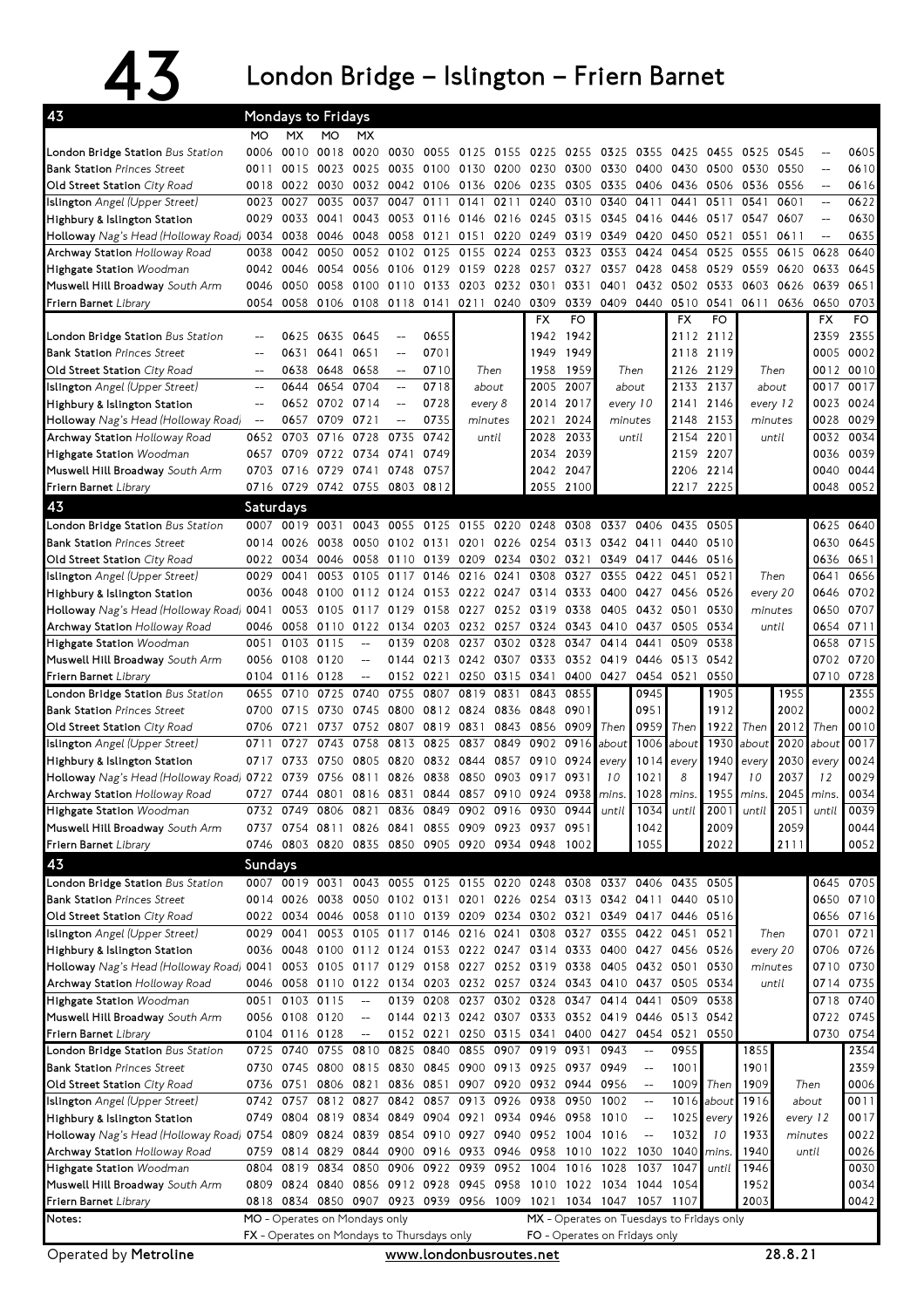# 43 London Bridge – Islington – Friern Barnet

## Mondays to Fridays

| 43 | MO | MX | MO | MX | | | | | | | | | | | | | | |
|---|---|---|---|---|---|---|---|---|---|---|---|---|---|---|---|---|---|---|
| London Bridge Station *Bus Station* | 0006 | 0010 | 0018 | 0020 | 0030 | 0055 | 0125 | 0155 | 0225 | 0255 | 0325 | 0355 | 0425 | 0455 | 0525 | 0545 | -- | 0605 |
| Bank Station *Princes Street* | 0011 | 0015 | 0023 | 0025 | 0035 | 0100 | 0130 | 0200 | 0230 | 0300 | 0330 | 0400 | 0430 | 0500 | 0530 | 0550 | -- | 0610 |
| Old Street Station *City Road* | 0018 | 0022 | 0030 | 0032 | 0042 | 0106 | 0136 | 0206 | 0235 | 0305 | 0335 | 0406 | 0436 | 0506 | 0536 | 0556 | -- | 0616 |
| Islington *Angel (Upper Street)* | 0023 | 0027 | 0035 | 0037 | 0047 | 0111 | 0141 | 0211 | 0240 | 0310 | 0340 | 0411 | 0441 | 0511 | 0541 | 0601 | -- | 0622 |
| Highbury & Islington Station | 0029 | 0033 | 0041 | 0043 | 0053 | 0116 | 0146 | 0216 | 0245 | 0315 | 0345 | 0416 | 0446 | 0517 | 0547 | 0607 | -- | 0630 |
| Holloway *Nag's Head (Holloway Road)* | 0034 | 0038 | 0046 | 0048 | 0058 | 0121 | 0151 | 0220 | 0249 | 0319 | 0349 | 0420 | 0450 | 0521 | 0551 | 0611 | -- | 0635 |
| Archway Station *Holloway Road* | 0038 | 0042 | 0050 | 0052 | 0102 | 0125 | 0155 | 0224 | 0253 | 0323 | 0353 | 0424 | 0454 | 0525 | 0555 | 0615 | 0628 | 0640 |
| Highgate Station *Woodman* | 0042 | 0046 | 0054 | 0056 | 0106 | 0129 | 0159 | 0228 | 0257 | 0327 | 0357 | 0428 | 0458 | 0529 | 0559 | 0620 | 0633 | 0645 |
| Muswell Hill Broadway *South Arm* | 0046 | 0050 | 0058 | 0100 | 0110 | 0133 | 0203 | 0232 | 0301 | 0331 | 0401 | 0432 | 0502 | 0533 | 0603 | 0626 | 0639 | 0651 |
| Friern Barnet *Library* | 0054 | 0058 | 0106 | 0108 | 0118 | 0141 | 0211 | 0240 | 0309 | 0339 | 0409 | 0440 | 0510 | 0541 | 0611 | 0636 | 0650 | 0703 |

| | | | | | | | | FX | FO | | FX | FO | | FX | FO |
|---|---|---|---|---|---|---|---|---|---|---|---|---|---|---|---|
| London Bridge Station *Bus Station* | -- | 0625 | 0635 | 0645 | -- | 0655 | | 1942 | 1942 | | 2112 | 2112 | | 2359 | 2355 |
| Bank Station *Princes Street* | -- | 0631 | 0641 | 0651 | -- | 0701 | | 1949 | 1949 | | 2118 | 2119 | | 0005 | 0002 |
| Old Street Station *City Road* | -- | 0638 | 0648 | 0658 | -- | 0710 | Then | 1958 | 1959 | Then | 2126 | 2129 | Then | 0012 | 0010 |
| Islington *Angel (Upper Street)* | -- | 0644 | 0654 | 0704 | -- | 0718 | about | 2005 | 2007 | about | 2133 | 2137 | about | 0017 | 0017 |
| Highbury & Islington Station | -- | 0652 | 0702 | 0714 | -- | 0728 | every 8 | 2014 | 2017 | every 10 | 2141 | 2146 | every 12 | 0023 | 0024 |
| Holloway *Nag's Head (Holloway Road)* | -- | 0657 | 0709 | 0721 | -- | 0735 | minutes | 2021 | 2024 | minutes | 2148 | 2153 | minutes | 0028 | 0029 |
| Archway Station *Holloway Road* | 0652 | 0703 | 0716 | 0728 | 0735 | 0742 | until | 2028 | 2033 | until | 2154 | 2201 | until | 0032 | 0034 |
| Highgate Station *Woodman* | 0657 | 0709 | 0722 | 0734 | 0741 | 0749 | | 2034 | 2039 | | 2159 | 2207 | | 0036 | 0039 |
| Muswell Hill Broadway *South Arm* | 0703 | 0716 | 0729 | 0741 | 0748 | 0757 | | 2042 | 2047 | | 2206 | 2214 | | 0040 | 0044 |
| Friern Barnet *Library* | 0716 | 0729 | 0742 | 0755 | 0803 | 0812 | | 2055 | 2100 | | 2217 | 2225 | | 0048 | 0052 |

## Saturdays

| 43 | | | | | | | | | | | | | | | | | |
|---|---|---|---|---|---|---|---|---|---|---|---|---|---|---|---|---|---|
| London Bridge Station *Bus Station* | 0007 | 0019 | 0031 | 0043 | 0055 | 0125 | 0155 | 0220 | 0248 | 0308 | 0337 | 0406 | 0435 | 0505 | | 0625 | 0640 |
| Bank Station *Princes Street* | 0014 | 0026 | 0038 | 0050 | 0102 | 0131 | 0201 | 0226 | 0254 | 0313 | 0342 | 0411 | 0440 | 0510 | | 0630 | 0645 |
| Old Street Station *City Road* | 0022 | 0034 | 0046 | 0058 | 0110 | 0139 | 0209 | 0234 | 0302 | 0321 | 0349 | 0417 | 0446 | 0516 | | 0636 | 0651 |
| Islington *Angel (Upper Street)* | 0029 | 0041 | 0053 | 0105 | 0117 | 0146 | 0216 | 0241 | 0308 | 0327 | 0355 | 0422 | 0451 | 0521 | Then | 0641 | 0656 |
| Highbury & Islington Station | 0036 | 0048 | 0100 | 0112 | 0124 | 0153 | 0222 | 0247 | 0314 | 0333 | 0400 | 0427 | 0456 | 0526 | every 20 | 0646 | 0702 |
| Holloway *Nag's Head (Holloway Road)* | 0041 | 0053 | 0105 | 0117 | 0129 | 0158 | 0227 | 0252 | 0319 | 0338 | 0405 | 0432 | 0501 | 0530 | minutes | 0650 | 0707 |
| Archway Station *Holloway Road* | 0046 | 0058 | 0110 | 0122 | 0134 | 0203 | 0232 | 0257 | 0324 | 0343 | 0410 | 0437 | 0505 | 0534 | until | 0654 | 0711 |
| Highgate Station *Woodman* | 0051 | 0103 | 0115 | -- | 0139 | 0208 | 0237 | 0302 | 0328 | 0347 | 0414 | 0441 | 0509 | 0538 | | 0658 | 0715 |
| Muswell Hill Broadway *South Arm* | 0056 | 0108 | 0120 | -- | 0144 | 0213 | 0242 | 0307 | 0333 | 0352 | 0419 | 0446 | 0513 | 0542 | | 0702 | 0720 |
| Friern Barnet *Library* | 0104 | 0116 | 0128 | -- | 0152 | 0221 | 0250 | 0315 | 0341 | 0400 | 0427 | 0454 | 0521 | 0550 | | 0710 | 0728 |

| | | | | | | | | | | | | | | | | | | |
|---|---|---|---|---|---|---|---|---|---|---|---|---|---|---|---|---|---|---|
| London Bridge Station *Bus Station* | 0655 | 0710 | 0725 | 0740 | 0755 | 0807 | 0819 | 0831 | 0843 | 0855 | | 0945 | | 1905 | | 1955 | | 2355 |
| Bank Station *Princes Street* | 0700 | 0715 | 0730 | 0745 | 0800 | 0812 | 0824 | 0836 | 0848 | 0901 | | 0951 | | 1912 | | 2002 | | 0002 |
| Old Street Station *City Road* | 0706 | 0721 | 0737 | 0752 | 0807 | 0819 | 0831 | 0843 | 0856 | 0909 | Then | 0959 | Then | 1922 | Then | 2012 | Then | 0010 |
| Islington *Angel (Upper Street)* | 0711 | 0727 | 0743 | 0758 | 0813 | 0825 | 0837 | 0849 | 0902 | 0916 | about | 1006 | about | 1930 | about | 2020 | about | 0017 |
| Highbury & Islington Station | 0717 | 0733 | 0750 | 0805 | 0820 | 0832 | 0844 | 0857 | 0910 | 0924 | every | 1014 | every | 1940 | every | 2030 | every | 0024 |
| Holloway *Nag's Head (Holloway Road)* | 0722 | 0739 | 0756 | 0811 | 0826 | 0838 | 0850 | 0903 | 0917 | 0931 | 10 | 1021 | 8 | 1947 | 10 | 2037 | 12 | 0029 |
| Archway Station *Holloway Road* | 0727 | 0744 | 0801 | 0816 | 0831 | 0844 | 0857 | 0910 | 0924 | 0938 | mins. | 1028 | mins. | 1955 | mins. | 2045 | mins. | 0034 |
| Highgate Station *Woodman* | 0732 | 0749 | 0806 | 0821 | 0836 | 0849 | 0902 | 0916 | 0930 | 0944 | until | 1034 | until | 2001 | until | 2051 | until | 0039 |
| Muswell Hill Broadway *South Arm* | 0737 | 0754 | 0811 | 0826 | 0841 | 0855 | 0909 | 0923 | 0937 | 0951 | | 1042 | | 2009 | | 2059 | | 0044 |
| Friern Barnet *Library* | 0746 | 0803 | 0820 | 0835 | 0850 | 0905 | 0920 | 0934 | 0948 | 1002 | | 1055 | | 2022 | | 2111 | | 0052 |

## Sundays

| 43 | | | | | | | | | | | | | | | | | |
|---|---|---|---|---|---|---|---|---|---|---|---|---|---|---|---|---|---|
| London Bridge Station *Bus Station* | 0007 | 0019 | 0031 | 0043 | 0055 | 0125 | 0155 | 0220 | 0248 | 0308 | 0337 | 0406 | 0435 | 0505 | | 0645 | 0705 |
| Bank Station *Princes Street* | 0014 | 0026 | 0038 | 0050 | 0102 | 0131 | 0201 | 0226 | 0254 | 0313 | 0342 | 0411 | 0440 | 0510 | | 0650 | 0710 |
| Old Street Station *City Road* | 0022 | 0034 | 0046 | 0058 | 0110 | 0139 | 0209 | 0234 | 0302 | 0321 | 0349 | 0417 | 0446 | 0516 | | 0656 | 0716 |
| Islington *Angel (Upper Street)* | 0029 | 0041 | 0053 | 0105 | 0117 | 0146 | 0216 | 0241 | 0308 | 0327 | 0355 | 0422 | 0451 | 0521 | Then | 0701 | 0721 |
| Highbury & Islington Station | 0036 | 0048 | 0100 | 0112 | 0124 | 0153 | 0222 | 0247 | 0314 | 0333 | 0400 | 0427 | 0456 | 0526 | every 20 | 0706 | 0726 |
| Holloway *Nag's Head (Holloway Road)* | 0041 | 0053 | 0105 | 0117 | 0129 | 0158 | 0227 | 0252 | 0319 | 0338 | 0405 | 0432 | 0501 | 0530 | minutes | 0710 | 0730 |
| Archway Station *Holloway Road* | 0046 | 0058 | 0110 | 0122 | 0134 | 0203 | 0232 | 0257 | 0324 | 0343 | 0410 | 0437 | 0505 | 0534 | until | 0714 | 0735 |
| Highgate Station *Woodman* | 0051 | 0103 | 0115 | -- | 0139 | 0208 | 0237 | 0302 | 0328 | 0347 | 0414 | 0441 | 0509 | 0538 | | 0718 | 0740 |
| Muswell Hill Broadway *South Arm* | 0056 | 0108 | 0120 | -- | 0144 | 0213 | 0242 | 0307 | 0333 | 0352 | 0419 | 0446 | 0513 | 0542 | | 0722 | 0745 |
| Friern Barnet *Library* | 0104 | 0116 | 0128 | -- | 0152 | 0221 | 0250 | 0315 | 0341 | 0400 | 0427 | 0454 | 0521 | 0550 | | 0730 | 0754 |

| | | | | | | | | | | | | | | | | | |
|---|---|---|---|---|---|---|---|---|---|---|---|---|---|---|---|---|---|
| London Bridge Station *Bus Station* | 0725 | 0740 | 0755 | 0810 | 0825 | 0840 | 0855 | 0907 | 0919 | 0931 | 0943 | -- | 0955 | | 1855 | | 2354 |
| Bank Station *Princes Street* | 0730 | 0745 | 0800 | 0815 | 0830 | 0845 | 0900 | 0913 | 0925 | 0937 | 0949 | -- | 1001 | | 1901 | | 2359 |
| Old Street Station *City Road* | 0736 | 0751 | 0806 | 0821 | 0836 | 0851 | 0907 | 0920 | 0932 | 0944 | 0956 | -- | 1009 | Then | 1909 | Then | 0006 |
| Islington *Angel (Upper Street)* | 0742 | 0757 | 0812 | 0827 | 0842 | 0857 | 0913 | 0926 | 0938 | 0950 | 1002 | -- | 1016 | about | 1916 | about | 0011 |
| Highbury & Islington Station | 0749 | 0804 | 0819 | 0834 | 0849 | 0904 | 0921 | 0934 | 0946 | 0958 | 1010 | -- | 1025 | every | 1926 | every 12 | 0017 |
| Holloway *Nag's Head (Holloway Road)* | 0754 | 0809 | 0824 | 0839 | 0854 | 0910 | 0927 | 0940 | 0952 | 1004 | 1016 | -- | 1032 | 10 | 1933 | minutes | 0022 |
| Archway Station *Holloway Road* | 0759 | 0814 | 0829 | 0844 | 0900 | 0916 | 0933 | 0946 | 0958 | 1010 | 1022 | 1030 | 1040 | mins. | 1940 | until | 0026 |
| Highgate Station *Woodman* | 0804 | 0819 | 0834 | 0850 | 0906 | 0922 | 0939 | 0952 | 1004 | 1016 | 1028 | 1037 | 1047 | until | 1946 | | 0030 |
| Muswell Hill Broadway *South Arm* | 0809 | 0824 | 0840 | 0856 | 0912 | 0928 | 0945 | 0958 | 1010 | 1022 | 1034 | 1044 | 1054 | | 1952 | | 0034 |
| Friern Barnet *Library* | 0818 | 0834 | 0850 | 0907 | 0923 | 0939 | 0956 | 1009 | 1021 | 1034 | 1047 | 1057 | 1107 | | 2003 | | 0042 |

**Notes:**

MO - Operates on Mondays only
MX - Operates on Tuesdays to Fridays only
FX - Operates on Mondays to Thursdays only
FO - Operates on Fridays only

Operated by **Metroline** www.londonbusroutes.net 28.8.21